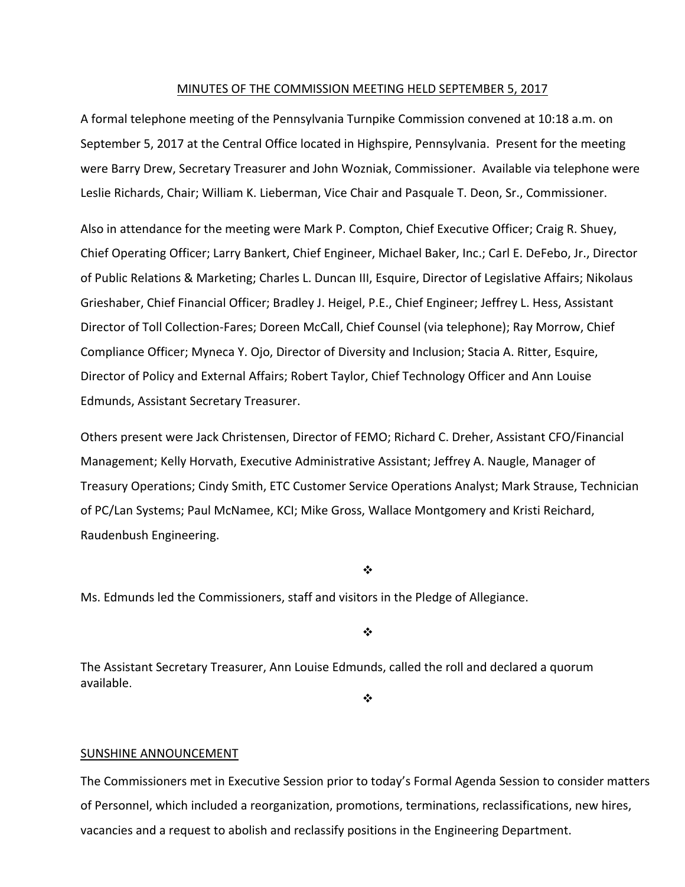MINUTES OF THE COMMISSION MEETING HELD SEPTEMBER 5, 2017

A formal telephone meeting of the Pennsylvania Turnpike Commission convened at 10:18 a.m. on September 5, 2017 at the Central Office located in Highspire, Pennsylvania. Present for the meeting were Barry Drew, Secretary Treasurer and John Wozniak, Commissioner. Available via telephone were Leslie Richards, Chair; William K. Lieberman, Vice Chair and Pasquale T. Deon, Sr., Commissioner.

Also in attendance for the meeting were Mark P. Compton, Chief Executive Officer; Craig R. Shuey, Chief Operating Officer; Larry Bankert, Chief Engineer, Michael Baker, Inc.; Carl E. DeFebo, Jr., Director of Public Relations & Marketing; Charles L. Duncan III, Esquire, Director of Legislative Affairs; Nikolaus Grieshaber, Chief Financial Officer; Bradley J. Heigel, P.E., Chief Engineer; Jeffrey L. Hess, Assistant Director of Toll Collection-Fares; Doreen McCall, Chief Counsel (via telephone); Ray Morrow, Chief Compliance Officer; Myneca Y. Ojo, Director of Diversity and Inclusion; Stacia A. Ritter, Esquire, Director of Policy and External Affairs; Robert Taylor, Chief Technology Officer and Ann Louise Edmunds, Assistant Secretary Treasurer.

Others present were Jack Christensen, Director of FEMO; Richard C. Dreher, Assistant CFO/Financial Management; Kelly Horvath, Executive Administrative Assistant; Jeffrey A. Naugle, Manager of Treasury Operations; Cindy Smith, ETC Customer Service Operations Analyst; Mark Strause, Technician of PC/Lan Systems; Paul McNamee, KCI; Mike Gross, Wallace Montgomery and Kristi Reichard, Raudenbush Engineering.

❖

Ms. Edmunds led the Commissioners, staff and visitors in the Pledge of Allegiance.

❖

The Assistant Secretary Treasurer, Ann Louise Edmunds, called the roll and declared a quorum available.

❖

SUNSHINE ANNOUNCEMENT

The Commissioners met in Executive Session prior to today's Formal Agenda Session to consider matters of Personnel, which included a reorganization, promotions, terminations, reclassifications, new hires, vacancies and a request to abolish and reclassify positions in the Engineering Department.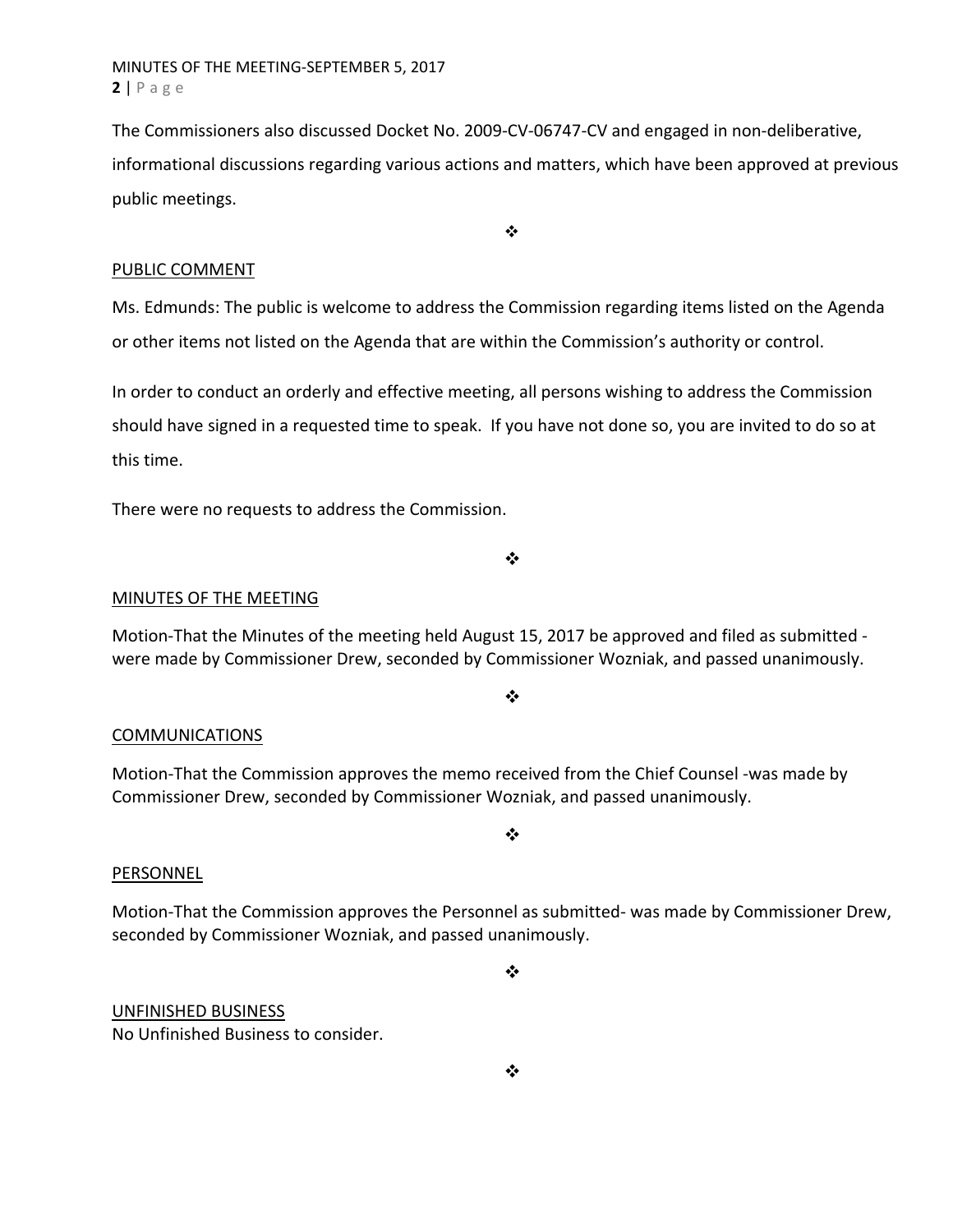The Commissioners also discussed Docket No. 2009-CV-06747-CV and engaged in non-deliberative, informational discussions regarding various actions and matters, which have been approved at previous public meetings.

❖

PUBLIC COMMENT

Ms. Edmunds: The public is welcome to address the Commission regarding items listed on the Agenda or other items not listed on the Agenda that are within the Commission's authority or control.

In order to conduct an orderly and effective meeting, all persons wishing to address the Commission should have signed in a requested time to speak. If you have not done so, you are invited to do so at this time.

There were no requests to address the Commission.

❖

MINUTES OF THE MEETING

Motion-That the Minutes of the meeting held August 15, 2017 be approved and filed as submitted - were made by Commissioner Drew, seconded by Commissioner Wozniak, and passed unanimously.

❖

COMMUNICATIONS

Motion-That the Commission approves the memo received from the Chief Counsel -was made by Commissioner Drew, seconded by Commissioner Wozniak, and passed unanimously.

❖

PERSONNEL

Motion-That the Commission approves the Personnel as submitted- was made by Commissioner Drew, seconded by Commissioner Wozniak, and passed unanimously.

❖

UNFINISHED BUSINESS

No Unfinished Business to consider.

❖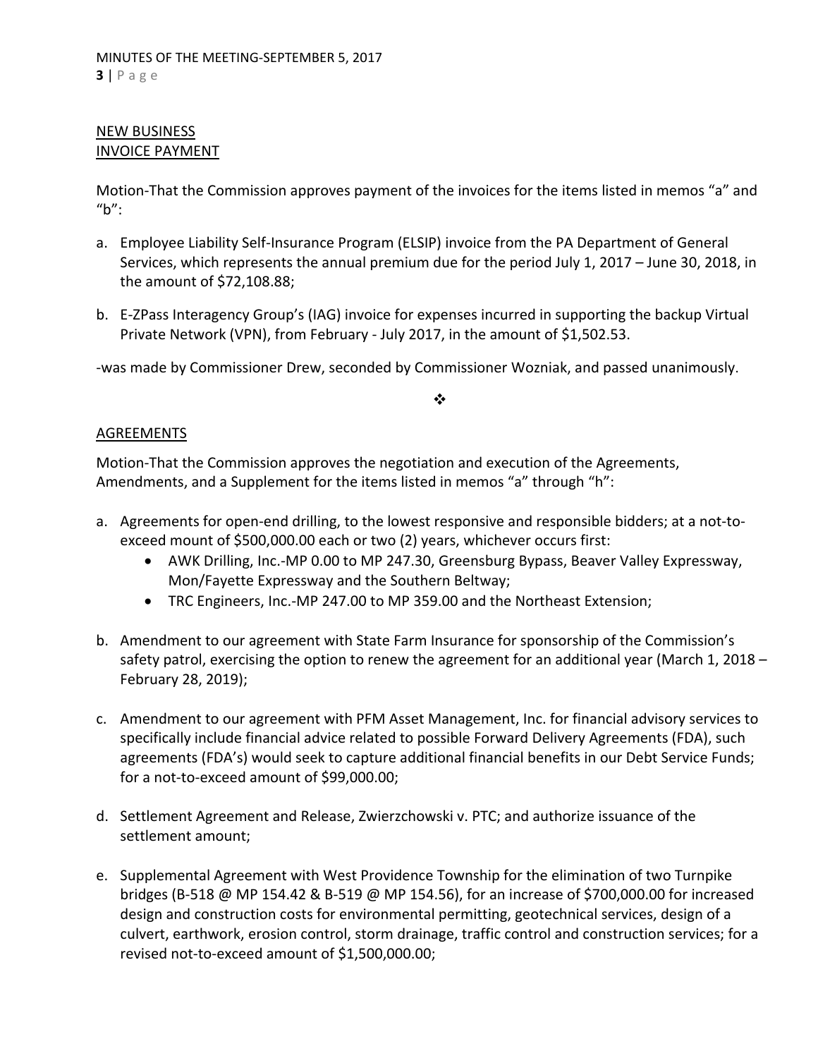NEW BUSINESS
INVOICE PAYMENT

Motion-That the Commission approves payment of the invoices for the items listed in memos "a" and "b":

a. Employee Liability Self-Insurance Program (ELSIP) invoice from the PA Department of General Services, which represents the annual premium due for the period July 1, 2017 – June 30, 2018, in the amount of $72,108.88;

b. E-ZPass Interagency Group's (IAG) invoice for expenses incurred in supporting the backup Virtual Private Network (VPN), from February - July 2017, in the amount of $1,502.53.

-was made by Commissioner Drew, seconded by Commissioner Wozniak, and passed unanimously.

❖

AGREEMENTS

Motion-That the Commission approves the negotiation and execution of the Agreements, Amendments, and a Supplement for the items listed in memos "a" through "h":

a. Agreements for open-end drilling, to the lowest responsive and responsible bidders; at a not-to-exceed mount of $500,000.00 each or two (2) years, whichever occurs first:
   - AWK Drilling, Inc.-MP 0.00 to MP 247.30, Greensburg Bypass, Beaver Valley Expressway, Mon/Fayette Expressway and the Southern Beltway;
   - TRC Engineers, Inc.-MP 247.00 to MP 359.00 and the Northeast Extension;

b. Amendment to our agreement with State Farm Insurance for sponsorship of the Commission's safety patrol, exercising the option to renew the agreement for an additional year (March 1, 2018 – February 28, 2019);

c. Amendment to our agreement with PFM Asset Management, Inc. for financial advisory services to specifically include financial advice related to possible Forward Delivery Agreements (FDA), such agreements (FDA's) would seek to capture additional financial benefits in our Debt Service Funds; for a not-to-exceed amount of $99,000.00;

d. Settlement Agreement and Release, Zwierzchowski v. PTC; and authorize issuance of the settlement amount;

e. Supplemental Agreement with West Providence Township for the elimination of two Turnpike bridges (B-518 @ MP 154.42 & B-519 @ MP 154.56), for an increase of $700,000.00 for increased design and construction costs for environmental permitting, geotechnical services, design of a culvert, earthwork, erosion control, storm drainage, traffic control and construction services; for a revised not-to-exceed amount of $1,500,000.00;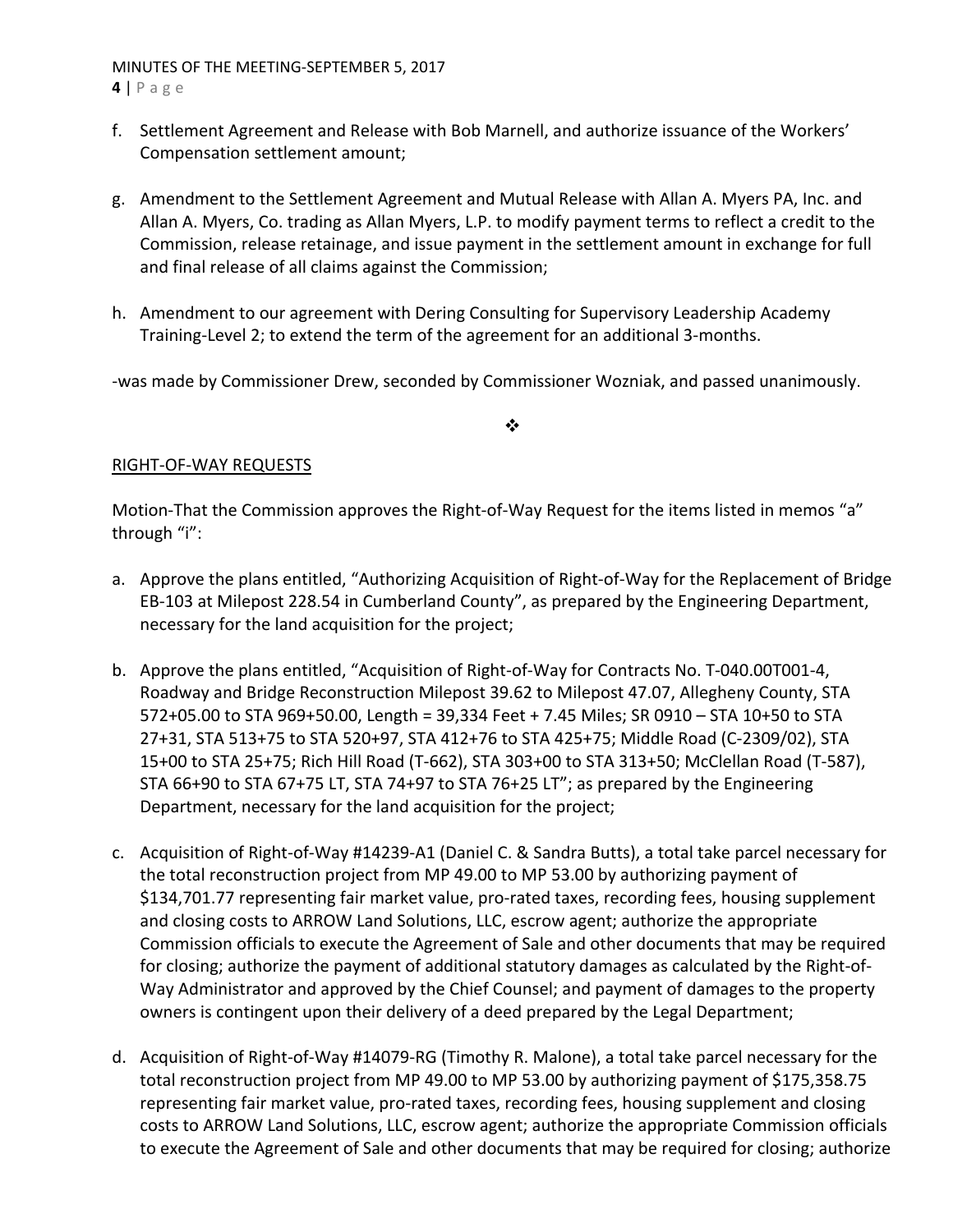f. Settlement Agreement and Release with Bob Marnell, and authorize issuance of the Workers' Compensation settlement amount;

g. Amendment to the Settlement Agreement and Mutual Release with Allan A. Myers PA, Inc. and Allan A. Myers, Co. trading as Allan Myers, L.P. to modify payment terms to reflect a credit to the Commission, release retainage, and issue payment in the settlement amount in exchange for full and final release of all claims against the Commission;

h. Amendment to our agreement with Dering Consulting for Supervisory Leadership Academy Training-Level 2; to extend the term of the agreement for an additional 3-months.

-was made by Commissioner Drew, seconded by Commissioner Wozniak, and passed unanimously.

❖

RIGHT-OF-WAY REQUESTS

Motion-That the Commission approves the Right-of-Way Request for the items listed in memos "a" through "i":

a. Approve the plans entitled, "Authorizing Acquisition of Right-of-Way for the Replacement of Bridge EB-103 at Milepost 228.54 in Cumberland County", as prepared by the Engineering Department, necessary for the land acquisition for the project;

b. Approve the plans entitled, "Acquisition of Right-of-Way for Contracts No. T-040.00T001-4, Roadway and Bridge Reconstruction Milepost 39.62 to Milepost 47.07, Allegheny County, STA 572+05.00 to STA 969+50.00, Length = 39,334 Feet + 7.45 Miles; SR 0910 – STA 10+50 to STA 27+31, STA 513+75 to STA 520+97, STA 412+76 to STA 425+75; Middle Road (C-2309/02), STA 15+00 to STA 25+75; Rich Hill Road (T-662), STA 303+00 to STA 313+50; McClellan Road (T-587), STA 66+90 to STA 67+75 LT, STA 74+97 to STA 76+25 LT"; as prepared by the Engineering Department, necessary for the land acquisition for the project;

c. Acquisition of Right-of-Way #14239-A1 (Daniel C. & Sandra Butts), a total take parcel necessary for the total reconstruction project from MP 49.00 to MP 53.00 by authorizing payment of $134,701.77 representing fair market value, pro-rated taxes, recording fees, housing supplement and closing costs to ARROW Land Solutions, LLC, escrow agent; authorize the appropriate Commission officials to execute the Agreement of Sale and other documents that may be required for closing; authorize the payment of additional statutory damages as calculated by the Right-of-Way Administrator and approved by the Chief Counsel; and payment of damages to the property owners is contingent upon their delivery of a deed prepared by the Legal Department;

d. Acquisition of Right-of-Way #14079-RG (Timothy R. Malone), a total take parcel necessary for the total reconstruction project from MP 49.00 to MP 53.00 by authorizing payment of $175,358.75 representing fair market value, pro-rated taxes, recording fees, housing supplement and closing costs to ARROW Land Solutions, LLC, escrow agent; authorize the appropriate Commission officials to execute the Agreement of Sale and other documents that may be required for closing; authorize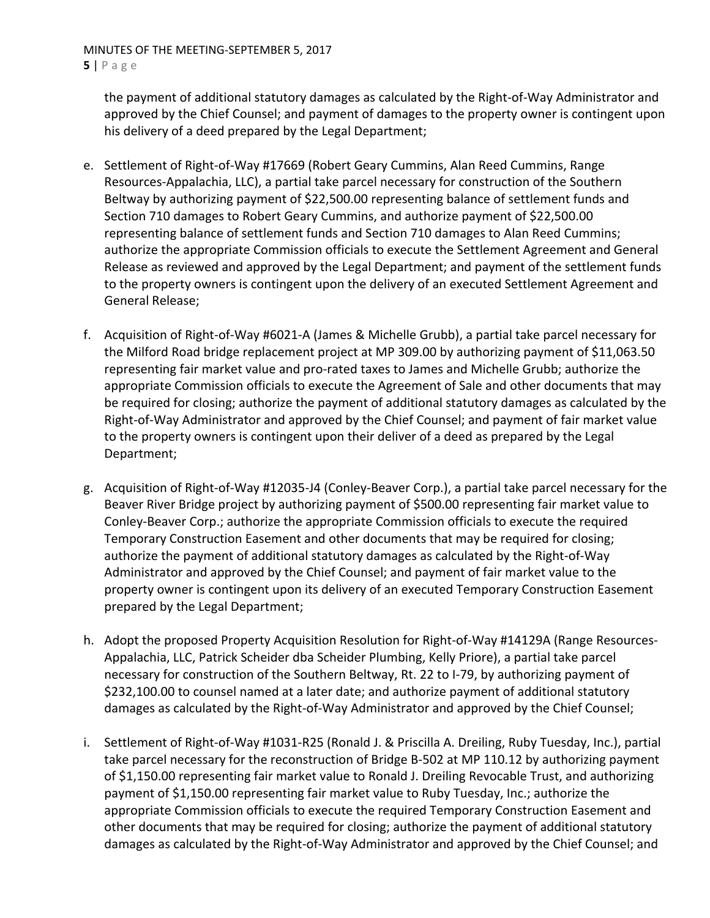the payment of additional statutory damages as calculated by the Right-of-Way Administrator and approved by the Chief Counsel; and payment of damages to the property owner is contingent upon his delivery of a deed prepared by the Legal Department;

e. Settlement of Right-of-Way #17669 (Robert Geary Cummins, Alan Reed Cummins, Range Resources-Appalachia, LLC), a partial take parcel necessary for construction of the Southern Beltway by authorizing payment of $22,500.00 representing balance of settlement funds and Section 710 damages to Robert Geary Cummins, and authorize payment of $22,500.00 representing balance of settlement funds and Section 710 damages to Alan Reed Cummins; authorize the appropriate Commission officials to execute the Settlement Agreement and General Release as reviewed and approved by the Legal Department; and payment of the settlement funds to the property owners is contingent upon the delivery of an executed Settlement Agreement and General Release;

f. Acquisition of Right-of-Way #6021-A (James & Michelle Grubb), a partial take parcel necessary for the Milford Road bridge replacement project at MP 309.00 by authorizing payment of $11,063.50 representing fair market value and pro-rated taxes to James and Michelle Grubb; authorize the appropriate Commission officials to execute the Agreement of Sale and other documents that may be required for closing; authorize the payment of additional statutory damages as calculated by the Right-of-Way Administrator and approved by the Chief Counsel; and payment of fair market value to the property owners is contingent upon their deliver of a deed as prepared by the Legal Department;

g. Acquisition of Right-of-Way #12035-J4 (Conley-Beaver Corp.), a partial take parcel necessary for the Beaver River Bridge project by authorizing payment of $500.00 representing fair market value to Conley-Beaver Corp.; authorize the appropriate Commission officials to execute the required Temporary Construction Easement and other documents that may be required for closing; authorize the payment of additional statutory damages as calculated by the Right-of-Way Administrator and approved by the Chief Counsel; and payment of fair market value to the property owner is contingent upon its delivery of an executed Temporary Construction Easement prepared by the Legal Department;

h. Adopt the proposed Property Acquisition Resolution for Right-of-Way #14129A (Range Resources-Appalachia, LLC, Patrick Scheider dba Scheider Plumbing, Kelly Priore), a partial take parcel necessary for construction of the Southern Beltway, Rt. 22 to I-79, by authorizing payment of $232,100.00 to counsel named at a later date; and authorize payment of additional statutory damages as calculated by the Right-of-Way Administrator and approved by the Chief Counsel;

i. Settlement of Right-of-Way #1031-R25 (Ronald J. & Priscilla A. Dreiling, Ruby Tuesday, Inc.), partial take parcel necessary for the reconstruction of Bridge B-502 at MP 110.12 by authorizing payment of $1,150.00 representing fair market value to Ronald J. Dreiling Revocable Trust, and authorizing payment of $1,150.00 representing fair market value to Ruby Tuesday, Inc.; authorize the appropriate Commission officials to execute the required Temporary Construction Easement and other documents that may be required for closing; authorize the payment of additional statutory damages as calculated by the Right-of-Way Administrator and approved by the Chief Counsel; and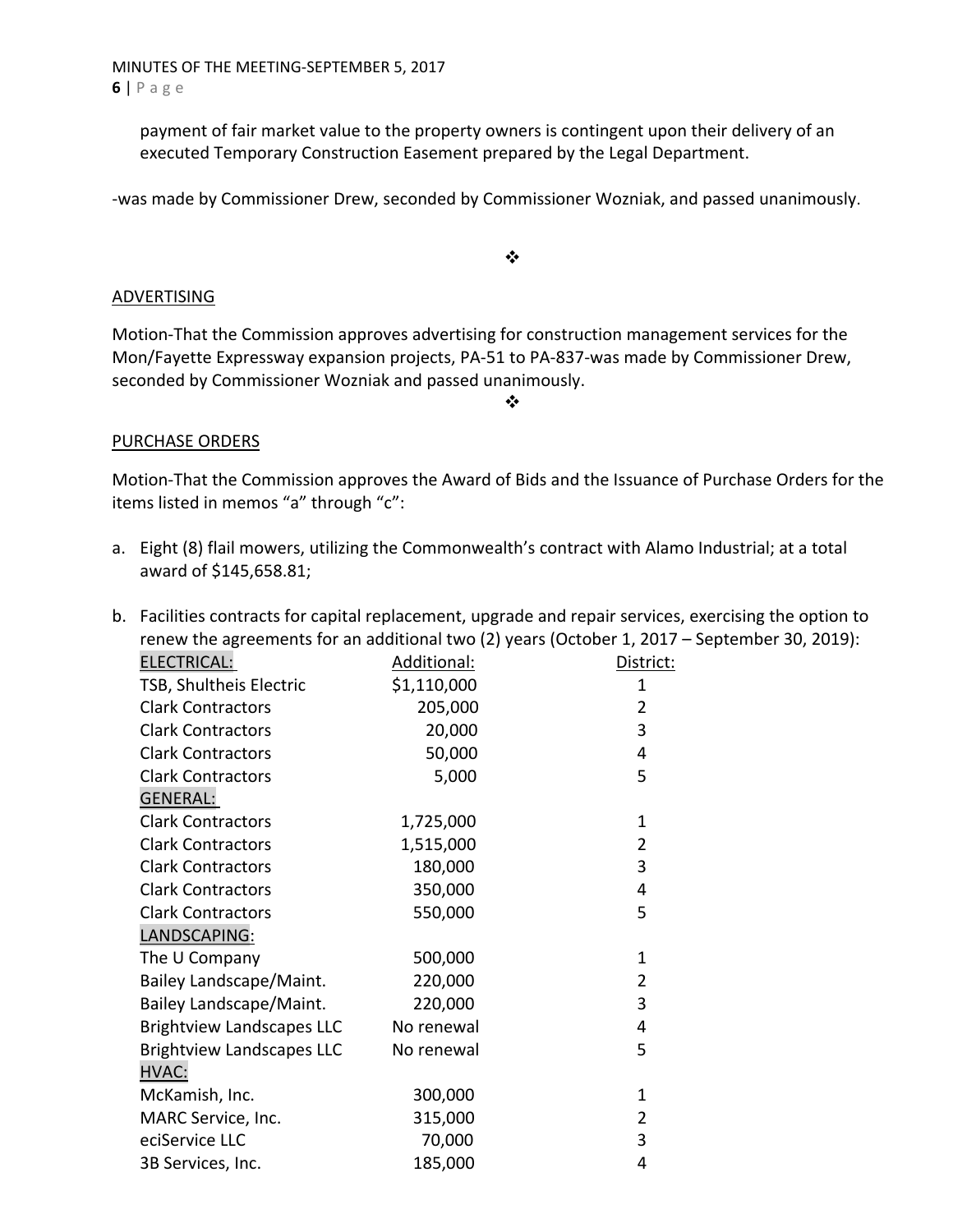payment of fair market value to the property owners is contingent upon their delivery of an executed Temporary Construction Easement prepared by the Legal Department.

-was made by Commissioner Drew, seconded by Commissioner Wozniak, and passed unanimously.

❖

ADVERTISING

Motion-That the Commission approves advertising for construction management services for the Mon/Fayette Expressway expansion projects, PA-51 to PA-837-was made by Commissioner Drew, seconded by Commissioner Wozniak and passed unanimously.

❖

PURCHASE ORDERS

Motion-That the Commission approves the Award of Bids and the Issuance of Purchase Orders for the items listed in memos "a" through "c":

a. Eight (8) flail mowers, utilizing the Commonwealth's contract with Alamo Industrial; at a total award of $145,658.81;

b. Facilities contracts for capital replacement, upgrade and repair services, exercising the option to renew the agreements for an additional two (2) years (October 1, 2017 – September 30, 2019):

| ELECTRICAL: | Additional: | District: |
|---|---|---|
| TSB, Shultheis Electric | $1,110,000 | 1 |
| Clark Contractors | 205,000 | 2 |
| Clark Contractors | 20,000 | 3 |
| Clark Contractors | 50,000 | 4 |
| Clark Contractors | 5,000 | 5 |
| GENERAL: | | |
| Clark Contractors | 1,725,000 | 1 |
| Clark Contractors | 1,515,000 | 2 |
| Clark Contractors | 180,000 | 3 |
| Clark Contractors | 350,000 | 4 |
| Clark Contractors | 550,000 | 5 |
| LANDSCAPING: | | |
| The U Company | 500,000 | 1 |
| Bailey Landscape/Maint. | 220,000 | 2 |
| Bailey Landscape/Maint. | 220,000 | 3 |
| Brightview Landscapes LLC | No renewal | 4 |
| Brightview Landscapes LLC | No renewal | 5 |
| HVAC: | | |
| McKamish, Inc. | 300,000 | 1 |
| MARC Service, Inc. | 315,000 | 2 |
| eciService LLC | 70,000 | 3 |
| 3B Services, Inc. | 185,000 | 4 |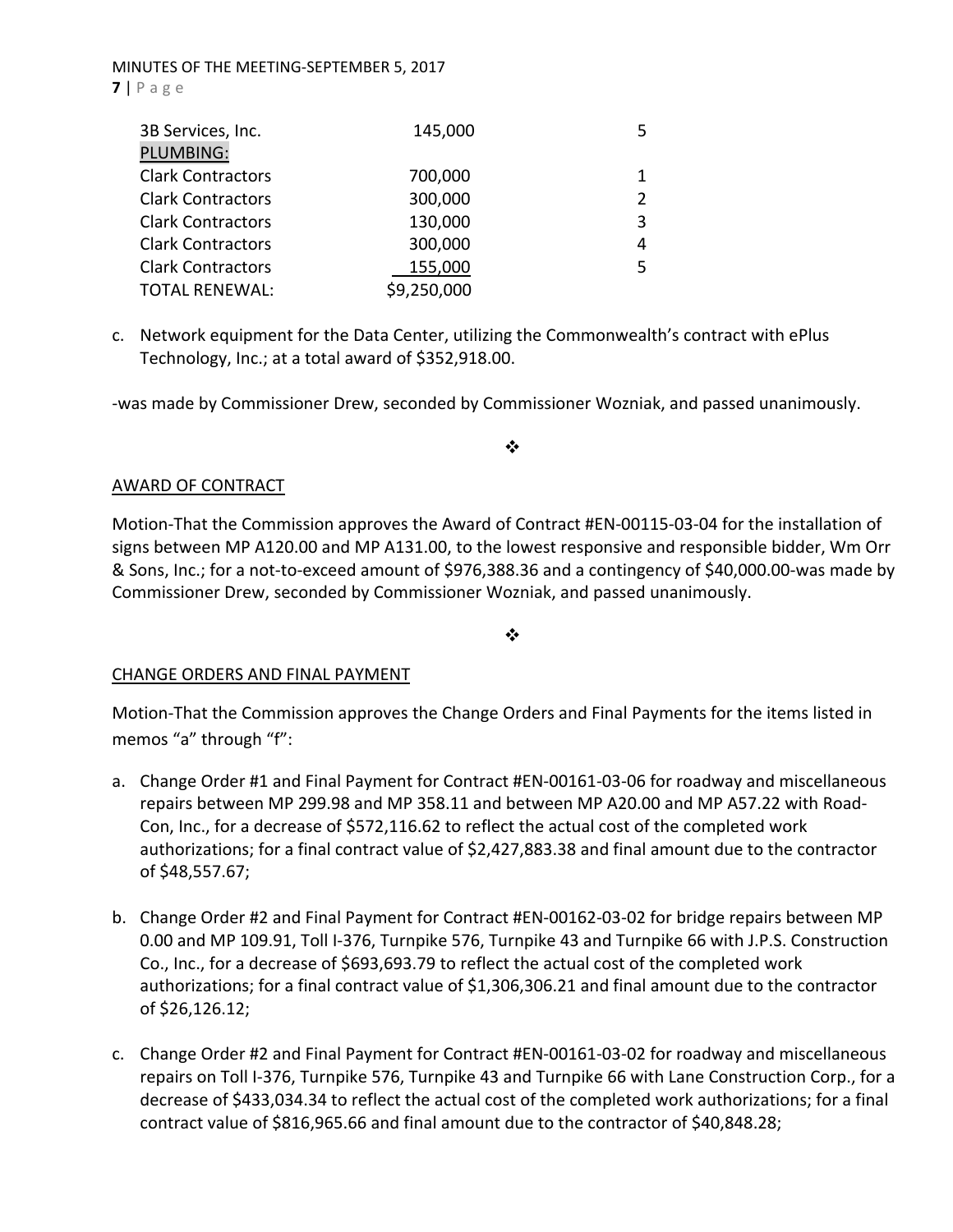| | | |
|---|---|---|
| 3B Services, Inc. | 145,000 | 5 |
| PLUMBING: | | |
| Clark Contractors | 700,000 | 1 |
| Clark Contractors | 300,000 | 2 |
| Clark Contractors | 130,000 | 3 |
| Clark Contractors | 300,000 | 4 |
| Clark Contractors | 155,000 | 5 |
| TOTAL RENEWAL: | $9,250,000 | |

c. Network equipment for the Data Center, utilizing the Commonwealth's contract with ePlus Technology, Inc.; at a total award of $352,918.00.

-was made by Commissioner Drew, seconded by Commissioner Wozniak, and passed unanimously.

❖

AWARD OF CONTRACT

Motion-That the Commission approves the Award of Contract #EN-00115-03-04 for the installation of signs between MP A120.00 and MP A131.00, to the lowest responsive and responsible bidder, Wm Orr & Sons, Inc.; for a not-to-exceed amount of $976,388.36 and a contingency of $40,000.00-was made by Commissioner Drew, seconded by Commissioner Wozniak, and passed unanimously.

❖

CHANGE ORDERS AND FINAL PAYMENT

Motion-That the Commission approves the Change Orders and Final Payments for the items listed in memos "a" through "f":

a. Change Order #1 and Final Payment for Contract #EN-00161-03-06 for roadway and miscellaneous repairs between MP 299.98 and MP 358.11 and between MP A20.00 and MP A57.22 with Road-Con, Inc., for a decrease of $572,116.62 to reflect the actual cost of the completed work authorizations; for a final contract value of $2,427,883.38 and final amount due to the contractor of $48,557.67;

b. Change Order #2 and Final Payment for Contract #EN-00162-03-02 for bridge repairs between MP 0.00 and MP 109.91, Toll I-376, Turnpike 576, Turnpike 43 and Turnpike 66 with J.P.S. Construction Co., Inc., for a decrease of $693,693.79 to reflect the actual cost of the completed work authorizations; for a final contract value of $1,306,306.21 and final amount due to the contractor of $26,126.12;

c. Change Order #2 and Final Payment for Contract #EN-00161-03-02 for roadway and miscellaneous repairs on Toll I-376, Turnpike 576, Turnpike 43 and Turnpike 66 with Lane Construction Corp., for a decrease of $433,034.34 to reflect the actual cost of the completed work authorizations; for a final contract value of $816,965.66 and final amount due to the contractor of $40,848.28;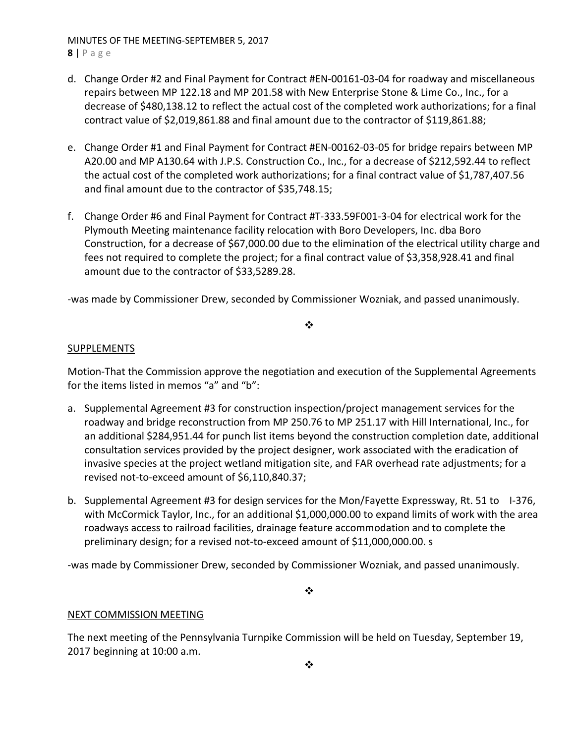d. Change Order #2 and Final Payment for Contract #EN-00161-03-04 for roadway and miscellaneous repairs between MP 122.18 and MP 201.58 with New Enterprise Stone & Lime Co., Inc., for a decrease of $480,138.12 to reflect the actual cost of the completed work authorizations; for a final contract value of $2,019,861.88 and final amount due to the contractor of $119,861.88;

e. Change Order #1 and Final Payment for Contract #EN-00162-03-05 for bridge repairs between MP A20.00 and MP A130.64 with J.P.S. Construction Co., Inc., for a decrease of $212,592.44 to reflect the actual cost of the completed work authorizations; for a final contract value of $1,787,407.56 and final amount due to the contractor of $35,748.15;

f. Change Order #6 and Final Payment for Contract #T-333.59F001-3-04 for electrical work for the Plymouth Meeting maintenance facility relocation with Boro Developers, Inc. dba Boro Construction, for a decrease of $67,000.00 due to the elimination of the electrical utility charge and fees not required to complete the project; for a final contract value of $3,358,928.41 and final amount due to the contractor of $33,5289.28.

-was made by Commissioner Drew, seconded by Commissioner Wozniak, and passed unanimously.

❖

SUPPLEMENTS

Motion-That the Commission approve the negotiation and execution of the Supplemental Agreements for the items listed in memos “a” and “b”:

a. Supplemental Agreement #3 for construction inspection/project management services for the roadway and bridge reconstruction from MP 250.76 to MP 251.17 with Hill International, Inc., for an additional $284,951.44 for punch list items beyond the construction completion date, additional consultation services provided by the project designer, work associated with the eradication of invasive species at the project wetland mitigation site, and FAR overhead rate adjustments; for a revised not-to-exceed amount of $6,110,840.37;

b. Supplemental Agreement #3 for design services for the Mon/Fayette Expressway, Rt. 51 to I-376, with McCormick Taylor, Inc., for an additional $1,000,000.00 to expand limits of work with the area roadways access to railroad facilities, drainage feature accommodation and to complete the preliminary design; for a revised not-to-exceed amount of $11,000,000.00. s

-was made by Commissioner Drew, seconded by Commissioner Wozniak, and passed unanimously.

❖

NEXT COMMISSION MEETING

The next meeting of the Pennsylvania Turnpike Commission will be held on Tuesday, September 19, 2017 beginning at 10:00 a.m.

❖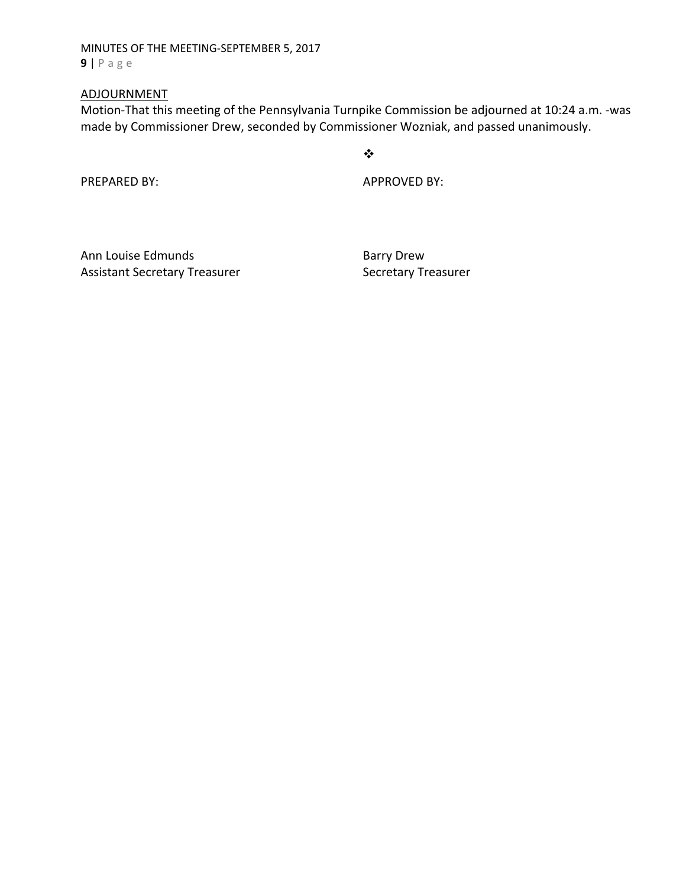ADJOURNMENT

Motion-That this meeting of the Pennsylvania Turnpike Commission be adjourned at 10:24 a.m. -was made by Commissioner Drew, seconded by Commissioner Wozniak, and passed unanimously.

❖

PREPARED BY: APPROVED BY:

Ann Louise Edmunds
Assistant Secretary Treasurer

Barry Drew
Secretary Treasurer